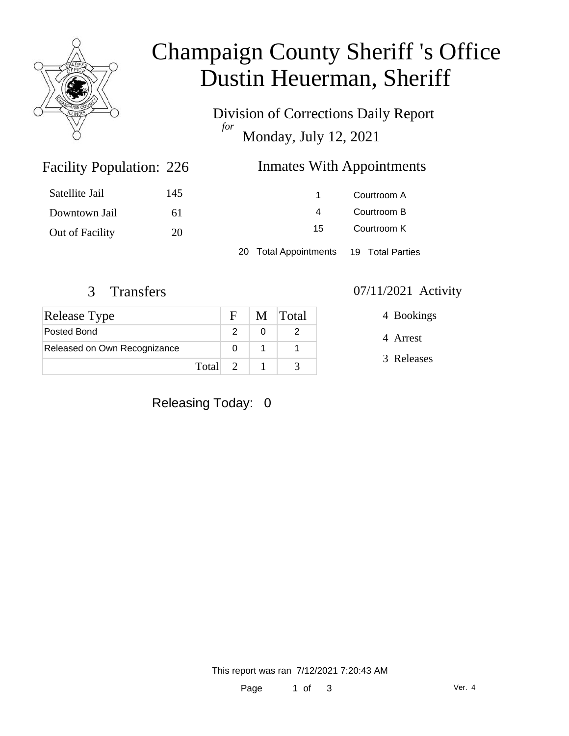# Champaign County Sheriff 's Office
# Dustin Heuerman, Sheriff

Division of Corrections Daily Report
*for*
Monday, July 12, 2021

## Facility Population: 226

| | |
|---|---|
| Satellite Jail | 145 |
| Downtown Jail | 61 |
| Out of Facility | 20 |

## Inmates With Appointments

| | |
|---|---|
| 1 | Courtroom A |
| 4 | Courtroom B |
| 15 | Courtroom K |

20 Total Appointments 19 Total Parties

## 3 Transfers

| Release Type | F | M | Total |
|---|---|---|---|
| Posted Bond | 2 | 0 | 2 |
| Released on Own Recognizance | 0 | 1 | 1 |
| Total | 2 | 1 | 3 |

## 07/11/2021 Activity

- 4 Bookings
- 4 Arrest
- 3 Releases

Releasing Today: 0

This report was ran 7/12/2021 7:20:43 AM

Ver. 4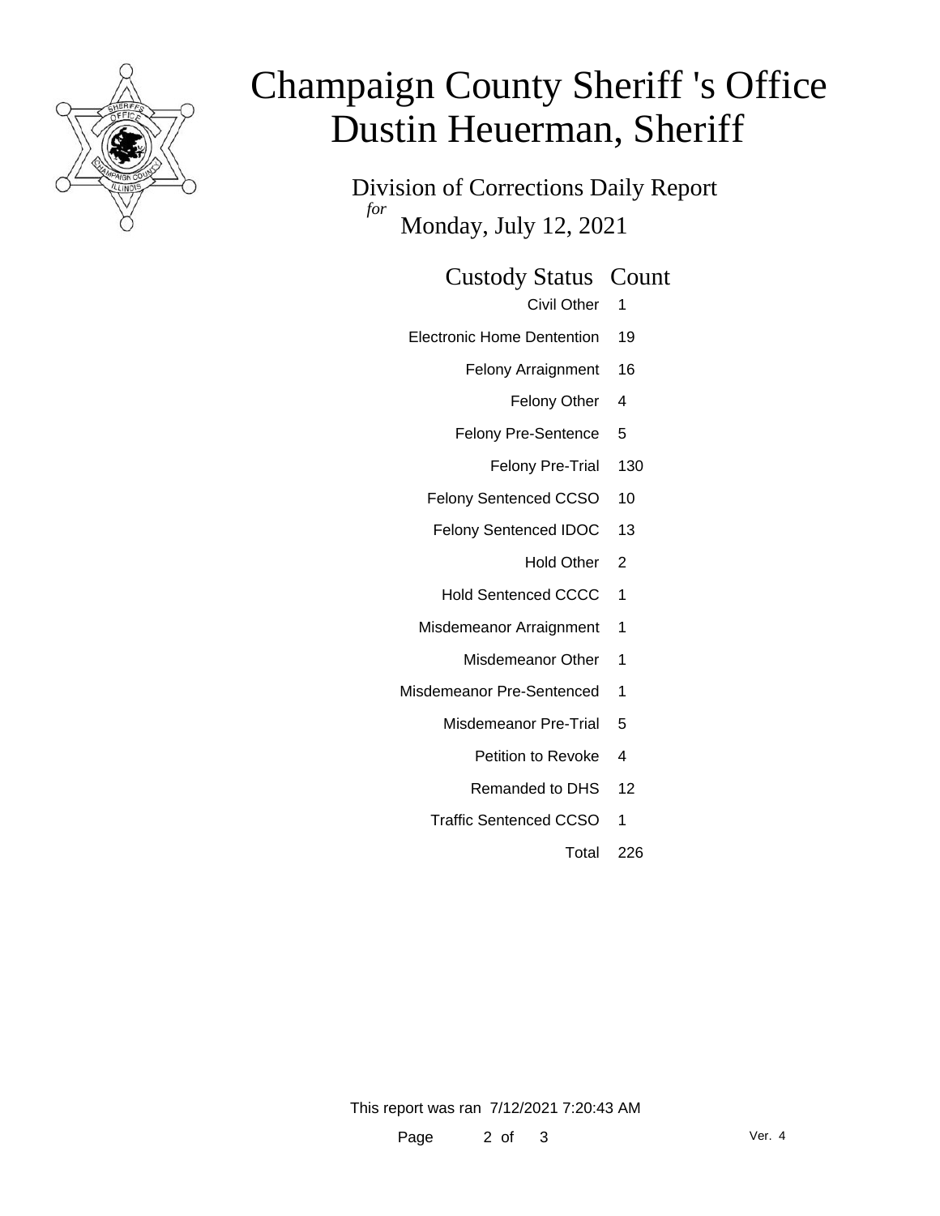# Champaign County Sheriff 's Office
# Dustin Heuerman, Sheriff

Division of Corrections Daily Report
*for*
Monday, July 12, 2021

| Custody Status | Count |
|---|---|
| Civil Other | 1 |
| Electronic Home Dentention | 19 |
| Felony Arraignment | 16 |
| Felony Other | 4 |
| Felony Pre-Sentence | 5 |
| Felony Pre-Trial | 130 |
| Felony Sentenced CCSO | 10 |
| Felony Sentenced IDOC | 13 |
| Hold Other | 2 |
| Hold Sentenced CCCC | 1 |
| Misdemeanor Arraignment | 1 |
| Misdemeanor Other | 1 |
| Misdemeanor Pre-Sentenced | 1 |
| Misdemeanor Pre-Trial | 5 |
| Petition to Revoke | 4 |
| Remanded to DHS | 12 |
| Traffic Sentenced CCSO | 1 |
| Total | 226 |

This report was ran 7/12/2021 7:20:43 AM

Ver. 4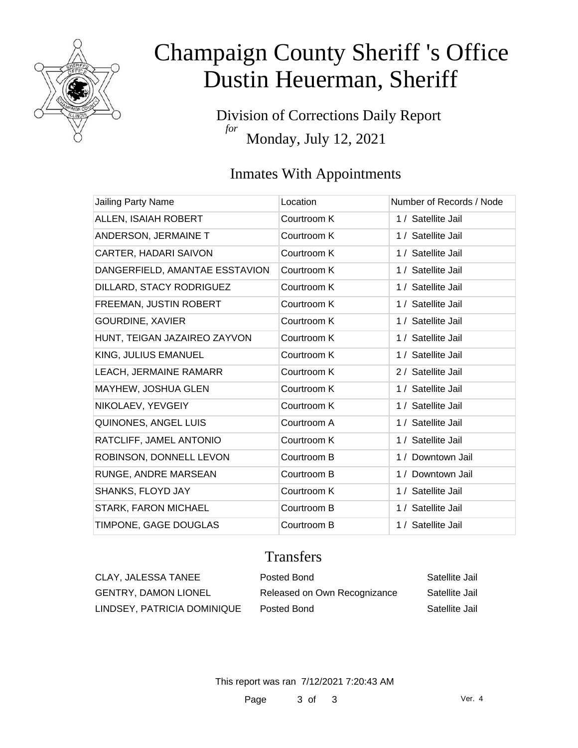# Champaign County Sheriff 's Office
# Dustin Heuerman, Sheriff

Division of Corrections Daily Report
*for*
Monday, July 12, 2021

## Inmates With Appointments

| Jailing Party Name | Location | Number of Records / Node |
|---|---|---|
| ALLEN, ISAIAH ROBERT | Courtroom K | 1 / Satellite Jail |
| ANDERSON, JERMAINE T | Courtroom K | 1 / Satellite Jail |
| CARTER, HADARI SAIVON | Courtroom K | 1 / Satellite Jail |
| DANGERFIELD, AMANTAE ESSTAVION | Courtroom K | 1 / Satellite Jail |
| DILLARD, STACY RODRIGUEZ | Courtroom K | 1 / Satellite Jail |
| FREEMAN, JUSTIN ROBERT | Courtroom K | 1 / Satellite Jail |
| GOURDINE, XAVIER | Courtroom K | 1 / Satellite Jail |
| HUNT, TEIGAN JAZAIREO ZAYVON | Courtroom K | 1 / Satellite Jail |
| KING, JULIUS EMANUEL | Courtroom K | 1 / Satellite Jail |
| LEACH, JERMAINE RAMARR | Courtroom K | 2 / Satellite Jail |
| MAYHEW, JOSHUA GLEN | Courtroom K | 1 / Satellite Jail |
| NIKOLAEV, YEVGEIY | Courtroom K | 1 / Satellite Jail |
| QUINONES, ANGEL LUIS | Courtroom A | 1 / Satellite Jail |
| RATCLIFF, JAMEL ANTONIO | Courtroom K | 1 / Satellite Jail |
| ROBINSON, DONNELL LEVON | Courtroom B | 1 / Downtown Jail |
| RUNGE, ANDRE MARSEAN | Courtroom B | 1 / Downtown Jail |
| SHANKS, FLOYD JAY | Courtroom K | 1 / Satellite Jail |
| STARK, FARON MICHAEL | Courtroom B | 1 / Satellite Jail |
| TIMPONE, GAGE DOUGLAS | Courtroom B | 1 / Satellite Jail |

## Transfers

| | | |
|---|---|---|
| CLAY, JALESSA TANEE | Posted Bond | Satellite Jail |
| GENTRY, DAMON LIONEL | Released on Own Recognizance | Satellite Jail |
| LINDSEY, PATRICIA DOMINIQUE | Posted Bond | Satellite Jail |

This report was ran 7/12/2021 7:20:43 AM

Ver. 4